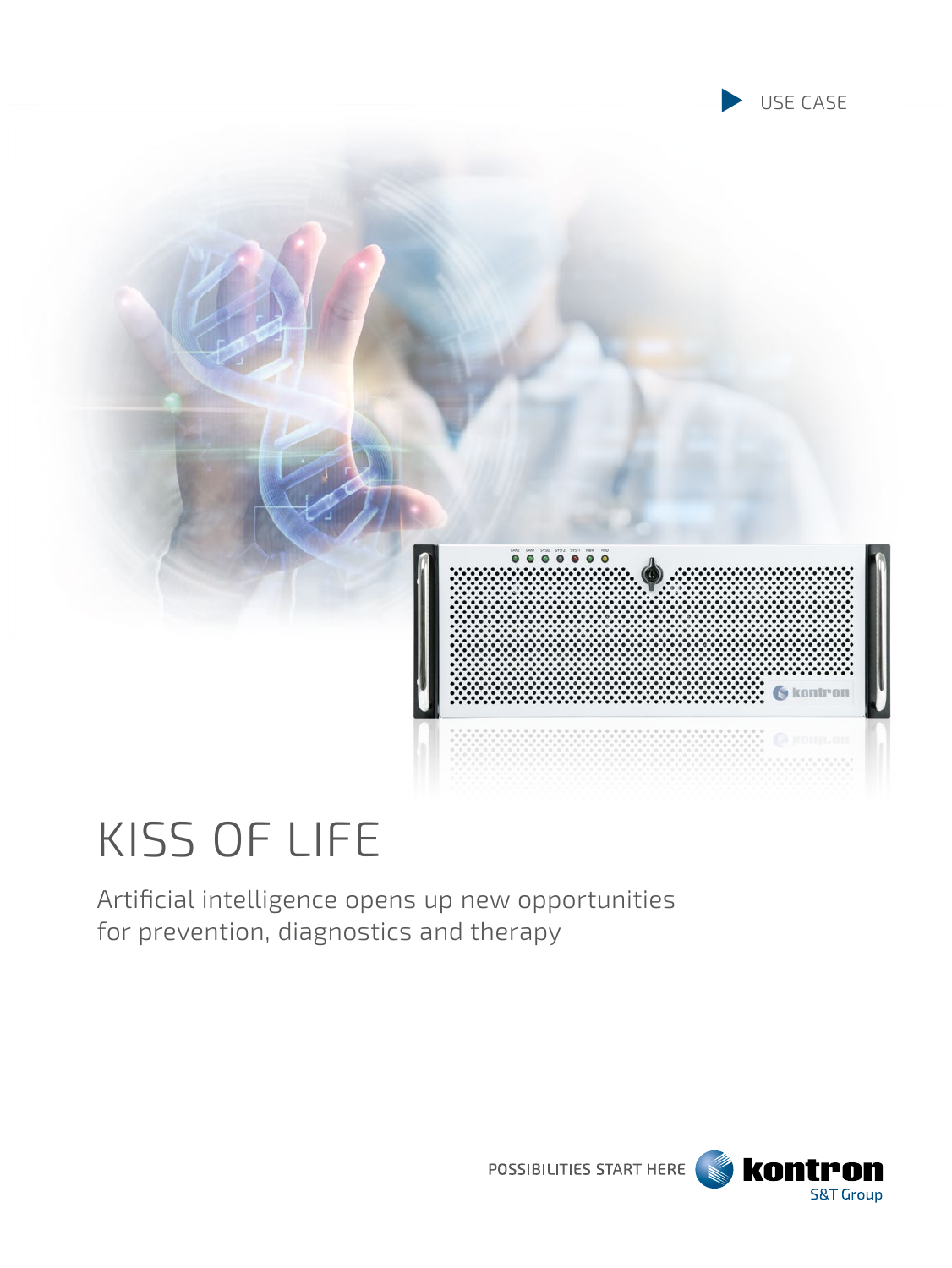USE CASE

# KISS OF LIFE

Artificial intelligence opens up new opportunities for prevention, diagnostics and therapy

POSSIBILITIES START HERE

kontron

S&T Group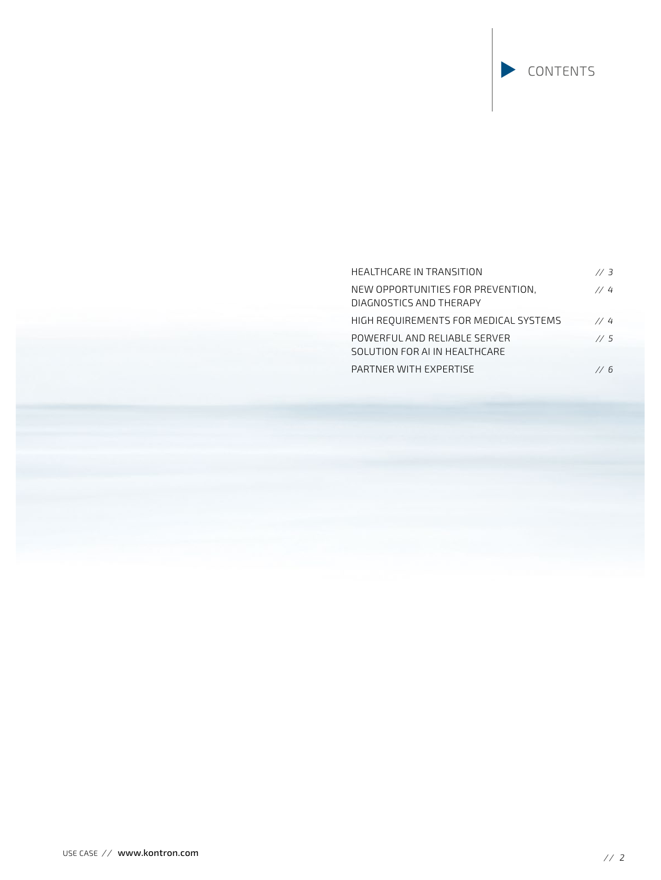# CONTENTS

| | |
|---|---|
| HEALTHCARE IN TRANSITION | // 3 |
| NEW OPPORTUNITIES FOR PREVENTION, DIAGNOSTICS AND THERAPY | // 4 |
| HIGH REQUIREMENTS FOR MEDICAL SYSTEMS | // 4 |
| POWERFUL AND RELIABLE SERVER SOLUTION FOR AI IN HEALTHCARE | // 5 |
| PARTNER WITH EXPERTISE | // 6 |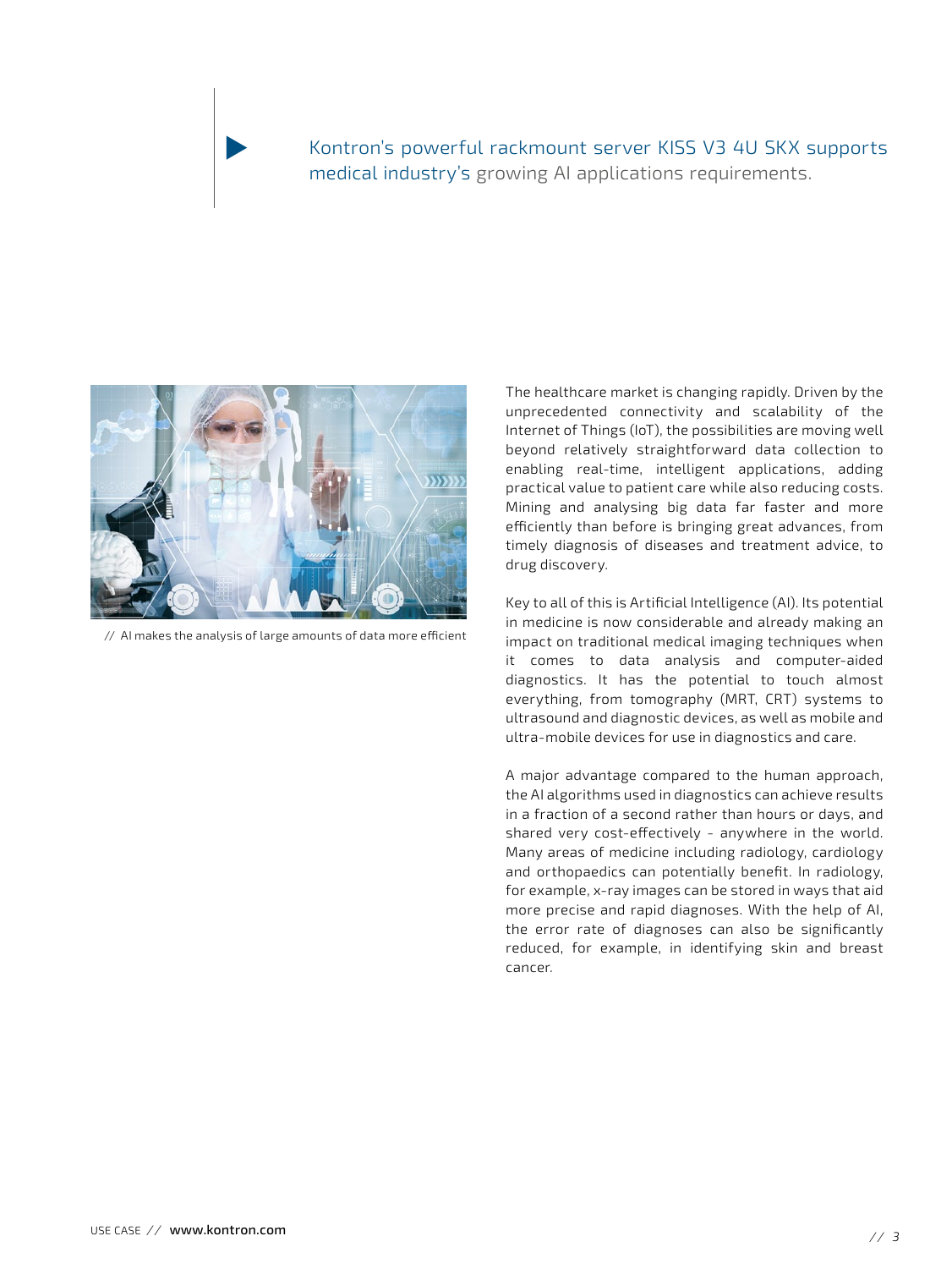Kontron's powerful rackmount server KISS V3 4U SKX supports medical industry's growing AI applications requirements.

// AI makes the analysis of large amounts of data more efficient

The healthcare market is changing rapidly. Driven by the unprecedented connectivity and scalability of the Internet of Things (IoT), the possibilities are moving well beyond relatively straightforward data collection to enabling real-time, intelligent applications, adding practical value to patient care while also reducing costs. Mining and analysing big data far faster and more efficiently than before is bringing great advances, from timely diagnosis of diseases and treatment advice, to drug discovery.

Key to all of this is Artificial Intelligence (AI). Its potential in medicine is now considerable and already making an impact on traditional medical imaging techniques when it comes to data analysis and computer-aided diagnostics. It has the potential to touch almost everything, from tomography (MRT, CRT) systems to ultrasound and diagnostic devices, as well as mobile and ultra-mobile devices for use in diagnostics and care.

A major advantage compared to the human approach, the AI algorithms used in diagnostics can achieve results in a fraction of a second rather than hours or days, and shared very cost-effectively - anywhere in the world. Many areas of medicine including radiology, cardiology and orthopaedics can potentially benefit. In radiology, for example, x-ray images can be stored in ways that aid more precise and rapid diagnoses. With the help of AI, the error rate of diagnoses can also be significantly reduced, for example, in identifying skin and breast cancer.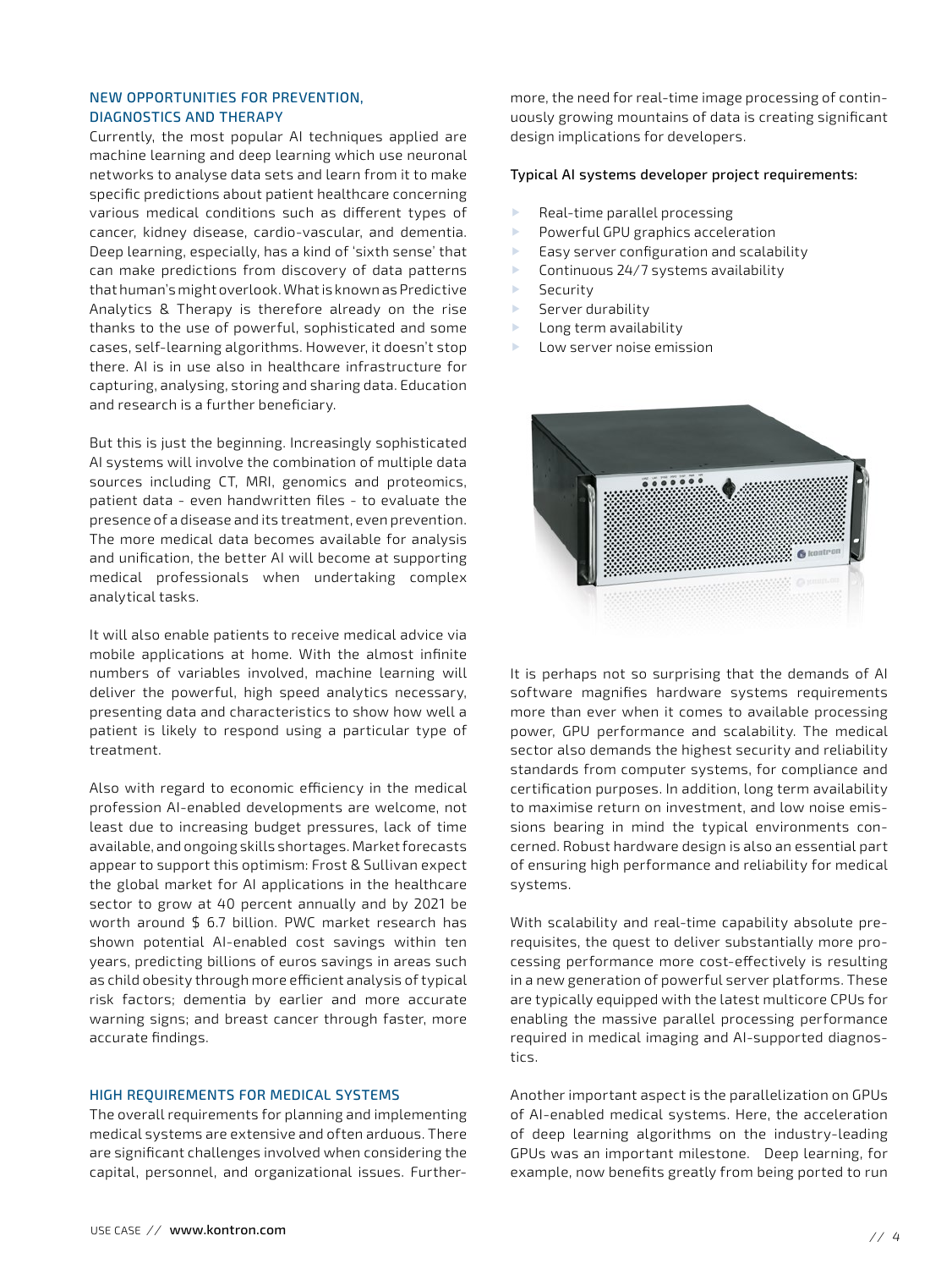## NEW OPPORTUNITIES FOR PREVENTION, DIAGNOSTICS AND THERAPY

Currently, the most popular AI techniques applied are machine learning and deep learning which use neuronal networks to analyse data sets and learn from it to make specific predictions about patient healthcare concerning various medical conditions such as different types of cancer, kidney disease, cardio-vascular, and dementia. Deep learning, especially, has a kind of 'sixth sense' that can make predictions from discovery of data patterns that human's might overlook. What is known as Predictive Analytics & Therapy is therefore already on the rise thanks to the use of powerful, sophisticated and some cases, self-learning algorithms. However, it doesn't stop there. AI is in use also in healthcare infrastructure for capturing, analysing, storing and sharing data. Education and research is a further beneficiary.

But this is just the beginning. Increasingly sophisticated AI systems will involve the combination of multiple data sources including CT, MRI, genomics and proteomics, patient data - even handwritten files - to evaluate the presence of a disease and its treatment, even prevention. The more medical data becomes available for analysis and unification, the better AI will become at supporting medical professionals when undertaking complex analytical tasks.

It will also enable patients to receive medical advice via mobile applications at home. With the almost infinite numbers of variables involved, machine learning will deliver the powerful, high speed analytics necessary, presenting data and characteristics to show how well a patient is likely to respond using a particular type of treatment.

Also with regard to economic efficiency in the medical profession AI-enabled developments are welcome, not least due to increasing budget pressures, lack of time available, and ongoing skills shortages. Market forecasts appear to support this optimism: Frost & Sullivan expect the global market for AI applications in the healthcare sector to grow at 40 percent annually and by 2021 be worth around $ 6.7 billion. PWC market research has shown potential AI-enabled cost savings within ten years, predicting billions of euros savings in areas such as child obesity through more efficient analysis of typical risk factors; dementia by earlier and more accurate warning signs; and breast cancer through faster, more accurate findings.

## HIGH REQUIREMENTS FOR MEDICAL SYSTEMS

The overall requirements for planning and implementing medical systems are extensive and often arduous. There are significant challenges involved when considering the capital, personnel, and organizational issues. Furthermore, the need for real-time image processing of continuously growing mountains of data is creating significant design implications for developers.

Typical AI systems developer project requirements:

- Real-time parallel processing
- Powerful GPU graphics acceleration
- Easy server configuration and scalability
- Continuous 24/7 systems availability
- Security
- Server durability
- Long term availability
- Low server noise emission

It is perhaps not so surprising that the demands of AI software magnifies hardware systems requirements more than ever when it comes to available processing power, GPU performance and scalability. The medical sector also demands the highest security and reliability standards from computer systems, for compliance and certification purposes. In addition, long term availability to maximise return on investment, and low noise emissions bearing in mind the typical environments concerned. Robust hardware design is also an essential part of ensuring high performance and reliability for medical systems.

With scalability and real-time capability absolute prerequisites, the quest to deliver substantially more processing performance more cost-effectively is resulting in a new generation of powerful server platforms. These are typically equipped with the latest multicore CPUs for enabling the massive parallel processing performance required in medical imaging and AI-supported diagnostics.

Another important aspect is the parallelization on GPUs of AI-enabled medical systems. Here, the acceleration of deep learning algorithms on the industry-leading GPUs was an important milestone. Deep learning, for example, now benefits greatly from being ported to run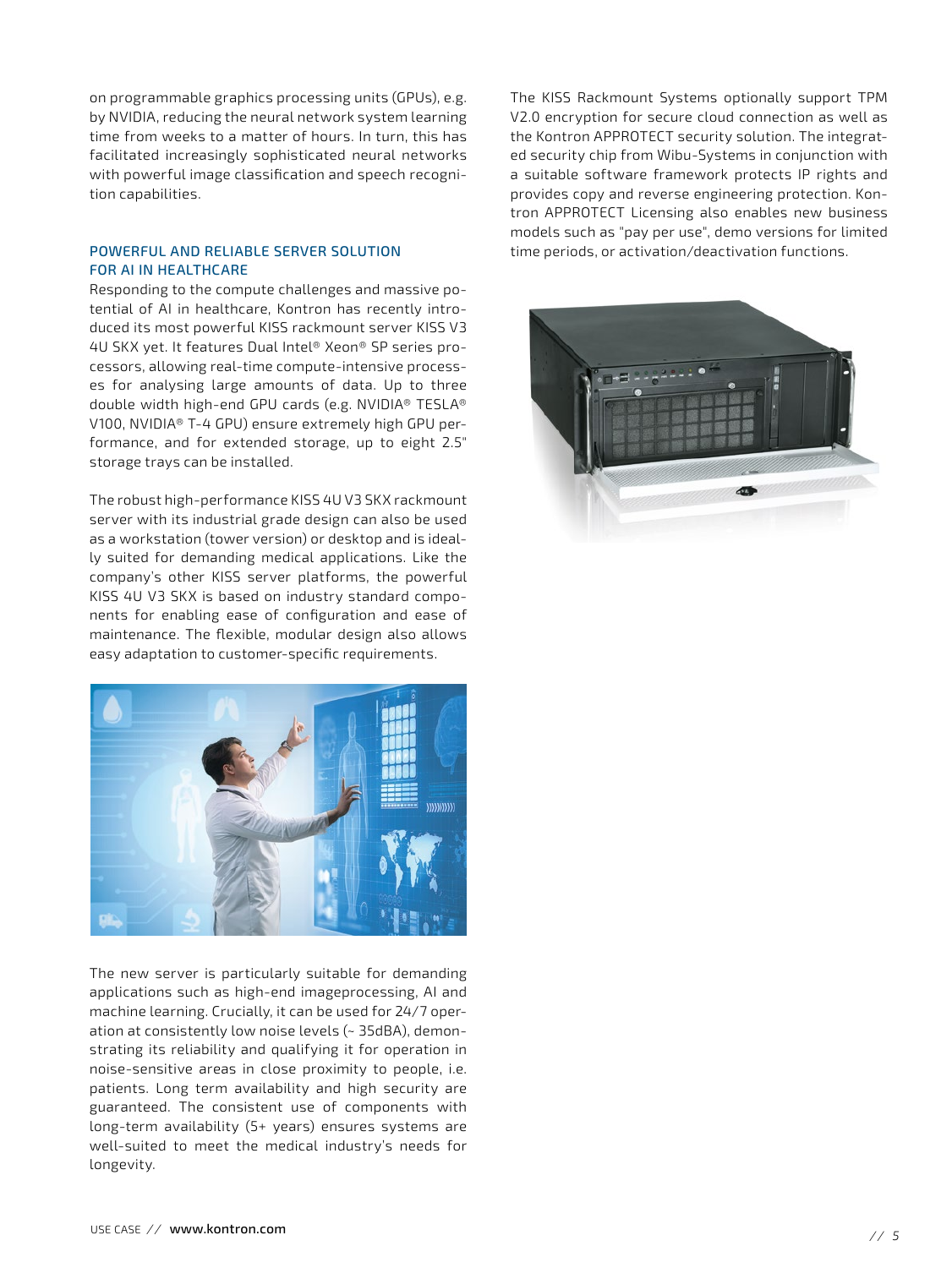on programmable graphics processing units (GPUs), e.g. by NVIDIA, reducing the neural network system learning time from weeks to a matter of hours. In turn, this has facilitated increasingly sophisticated neural networks with powerful image classification and speech recognition capabilities.

## POWERFUL AND RELIABLE SERVER SOLUTION FOR AI IN HEALTHCARE

Responding to the compute challenges and massive potential of AI in healthcare, Kontron has recently introduced its most powerful KISS rackmount server KISS V3 4U SKX yet. It features Dual Intel® Xeon® SP series processors, allowing real-time compute-intensive processes for analysing large amounts of data. Up to three double width high-end GPU cards (e.g. NVIDIA® TESLA® V100, NVIDIA® T-4 GPU) ensure extremely high GPU performance, and for extended storage, up to eight 2.5" storage trays can be installed.

The robust high-performance KISS 4U V3 SKX rackmount server with its industrial grade design can also be used as a workstation (tower version) or desktop and is ideally suited for demanding medical applications. Like the company's other KISS server platforms, the powerful KISS 4U V3 SKX is based on industry standard components for enabling ease of configuration and ease of maintenance. The flexible, modular design also allows easy adaptation to customer-specific requirements.

The new server is particularly suitable for demanding applications such as high-end imageprocessing, AI and machine learning. Crucially, it can be used for 24/7 operation at consistently low noise levels (~ 35dBA), demonstrating its reliability and qualifying it for operation in noise-sensitive areas in close proximity to people, i.e. patients. Long term availability and high security are guaranteed. The consistent use of components with long-term availability (5+ years) ensures systems are well-suited to meet the medical industry's needs for longevity.

The KISS Rackmount Systems optionally support TPM V2.0 encryption for secure cloud connection as well as the Kontron APPROTECT security solution. The integrated security chip from Wibu-Systems in conjunction with a suitable software framework protects IP rights and provides copy and reverse engineering protection. Kontron APPROTECT Licensing also enables new business models such as "pay per use", demo versions for limited time periods, or activation/deactivation functions.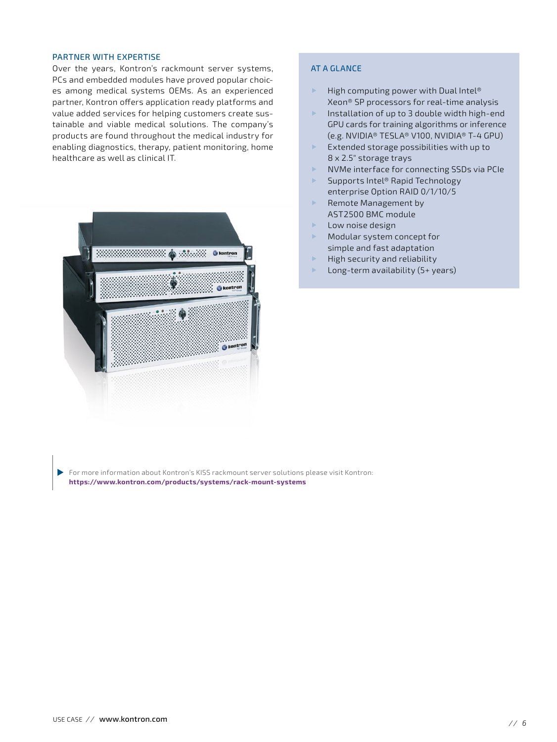## PARTNER WITH EXPERTISE

Over the years, Kontron's rackmount server systems, PCs and embedded modules have proved popular choices among medical systems OEMs. As an experienced partner, Kontron offers application ready platforms and value added services for helping customers create sustainable and viable medical solutions. The company's products are found throughout the medical industry for enabling diagnostics, therapy, patient monitoring, home healthcare as well as clinical IT.

## AT A GLANCE

- High computing power with Dual Intel® Xeon® SP processors for real-time analysis
- Installation of up to 3 double width high-end GPU cards for training algorithms or inference (e.g. NVIDIA® TESLA® V100, NVIDIA® T-4 GPU)
- Extended storage possibilities with up to 8 x 2.5" storage trays
- NVMe interface for connecting SSDs via PCIe
- Supports Intel® Rapid Technology enterprise Option RAID 0/1/10/5
- Remote Management by AST2500 BMC module
- Low noise design
- Modular system concept for simple and fast adaptation
- High security and reliability
- Long-term availability (5+ years)

For more information about Kontron's KISS rackmount server solutions please visit Kontron:
**https://www.kontron.com/products/systems/rack-mount-systems**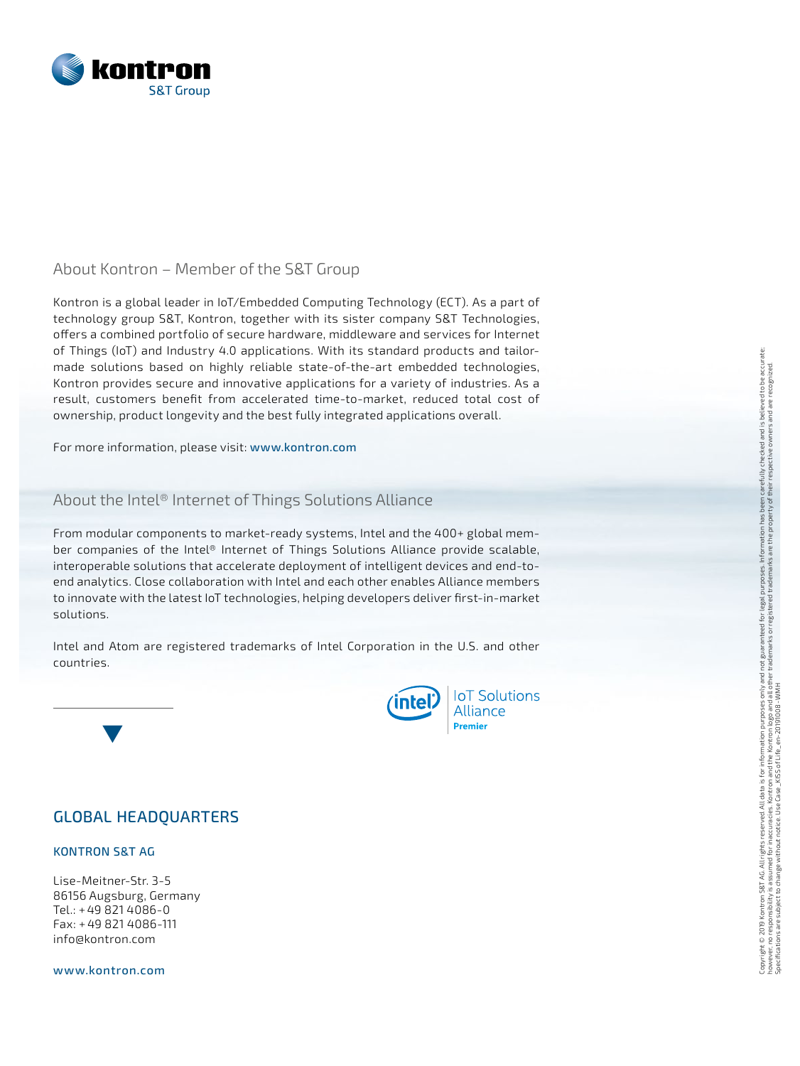## About Kontron – Member of the S&T Group

Kontron is a global leader in IoT/Embedded Computing Technology (ECT). As a part of technology group S&T, Kontron, together with its sister company S&T Technologies, offers a combined portfolio of secure hardware, middleware and services for Internet of Things (IoT) and Industry 4.0 applications. With its standard products and tailor-made solutions based on highly reliable state-of-the-art embedded technologies, Kontron provides secure and innovative applications for a variety of industries. As a result, customers benefit from accelerated time-to-market, reduced total cost of ownership, product longevity and the best fully integrated applications overall.

For more information, please visit: www.kontron.com

## About the Intel® Internet of Things Solutions Alliance

From modular components to market-ready systems, Intel and the 400+ global member companies of the Intel® Internet of Things Solutions Alliance provide scalable, interoperable solutions that accelerate deployment of intelligent devices and end-to-end analytics. Close collaboration with Intel and each other enables Alliance members to innovate with the latest IoT technologies, helping developers deliver first-in-market solutions.

Intel and Atom are registered trademarks of Intel Corporation in the U.S. and other countries.

intel IoT Solutions Alliance Premier

## GLOBAL HEADQUARTERS

### KONTRON S&T AG

Lise-Meitner-Str. 3-5
86156 Augsburg, Germany
Tel.: + 49 821 4086-0
Fax: + 49 821 4086-111
info@kontron.com

www.kontron.com

Copyright © 2019 Kontron S&T AG. All rights reserved. All data is for information purposes only and not guaranteed for legal purposes. Information has been carefully checked and is believed to be accurate; however, no responsibility is assumed for inaccuracies. Kontron and the Kontron logo and all other trademarks or registered trademarks are the property of their respective owners and are recognized. Specifications are subject to change without notice. Use Case_KISS of Life_en-20191008-WMH